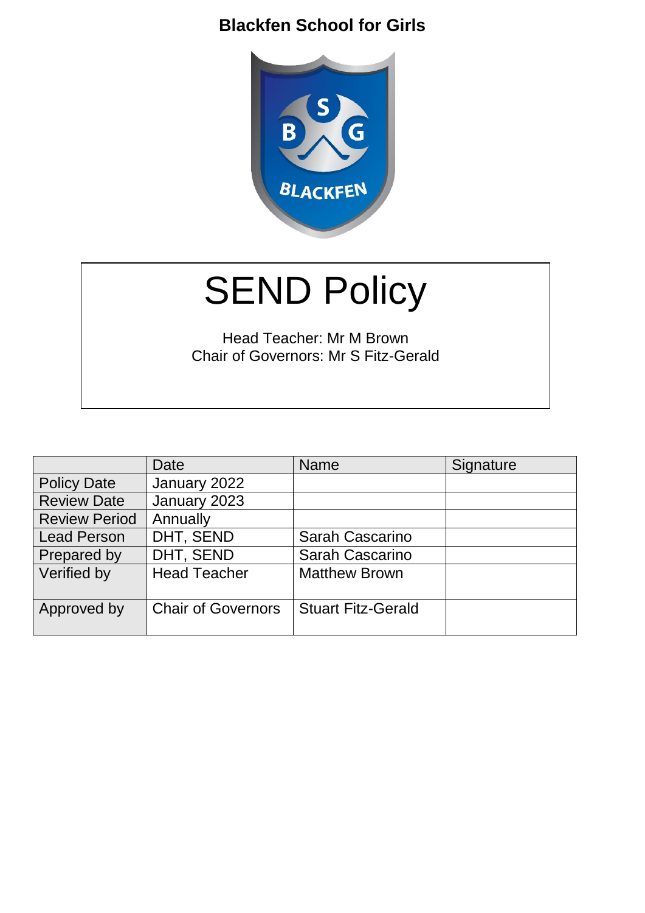**Blackfen School for Girls**

# SEND Policy

Head Teacher: Mr M Brown
Chair of Governors: Mr S Fitz-Gerald

| | Date | Name | Signature |
|---|---|---|---|
| Policy Date | January 2022 | | |
| Review Date | January 2023 | | |
| Review Period | Annually | | |
| Lead Person | DHT, SEND | Sarah Cascarino | |
| Prepared by | DHT, SEND | Sarah Cascarino | |
| Verified by | Head Teacher | Matthew Brown | |
| Approved by | Chair of Governors | Stuart Fitz-Gerald | |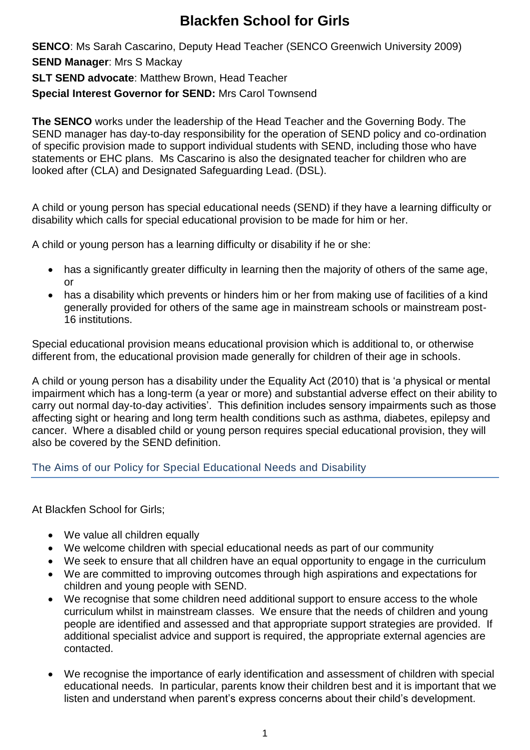# Blackfen School for Girls

**SENCO**: Ms Sarah Cascarino, Deputy Head Teacher (SENCO Greenwich University 2009)

**SEND Manager**: Mrs S Mackay

**SLT SEND advocate**: Matthew Brown, Head Teacher

**Special Interest Governor for SEND:** Mrs Carol Townsend

**The SENCO** works under the leadership of the Head Teacher and the Governing Body. The SEND manager has day-to-day responsibility for the operation of SEND policy and co-ordination of specific provision made to support individual students with SEND, including those who have statements or EHC plans. Ms Cascarino is also the designated teacher for children who are looked after (CLA) and Designated Safeguarding Lead. (DSL).

A child or young person has special educational needs (SEND) if they have a learning difficulty or disability which calls for special educational provision to be made for him or her.

A child or young person has a learning difficulty or disability if he or she:

- has a significantly greater difficulty in learning then the majority of others of the same age, or
- has a disability which prevents or hinders him or her from making use of facilities of a kind generally provided for others of the same age in mainstream schools or mainstream post-16 institutions.

Special educational provision means educational provision which is additional to, or otherwise different from, the educational provision made generally for children of their age in schools.

A child or young person has a disability under the Equality Act (2010) that is 'a physical or mental impairment which has a long-term (a year or more) and substantial adverse effect on their ability to carry out normal day-to-day activities'. This definition includes sensory impairments such as those affecting sight or hearing and long term health conditions such as asthma, diabetes, epilepsy and cancer. Where a disabled child or young person requires special educational provision, they will also be covered by the SEND definition.

## The Aims of our Policy for Special Educational Needs and Disability

At Blackfen School for Girls;

- We value all children equally
- We welcome children with special educational needs as part of our community
- We seek to ensure that all children have an equal opportunity to engage in the curriculum
- We are committed to improving outcomes through high aspirations and expectations for children and young people with SEND.
- We recognise that some children need additional support to ensure access to the whole curriculum whilst in mainstream classes. We ensure that the needs of children and young people are identified and assessed and that appropriate support strategies are provided. If additional specialist advice and support is required, the appropriate external agencies are contacted.
- We recognise the importance of early identification and assessment of children with special educational needs. In particular, parents know their children best and it is important that we listen and understand when parent's express concerns about their child's development.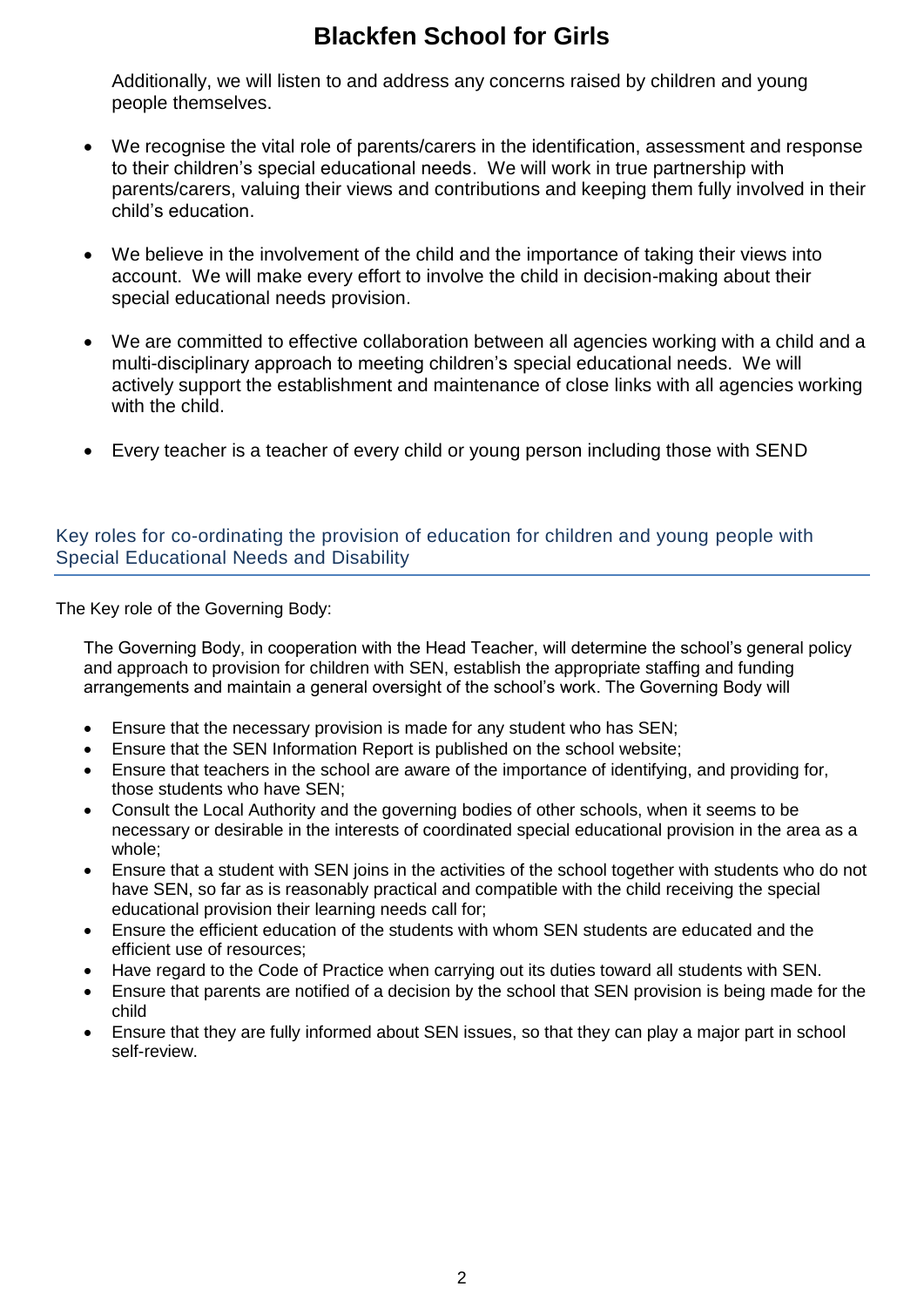Additionally, we will listen to and address any concerns raised by children and young people themselves.

- We recognise the vital role of parents/carers in the identification, assessment and response to their children's special educational needs. We will work in true partnership with parents/carers, valuing their views and contributions and keeping them fully involved in their child's education.
- We believe in the involvement of the child and the importance of taking their views into account. We will make every effort to involve the child in decision-making about their special educational needs provision.
- We are committed to effective collaboration between all agencies working with a child and a multi-disciplinary approach to meeting children's special educational needs. We will actively support the establishment and maintenance of close links with all agencies working with the child.
- Every teacher is a teacher of every child or young person including those with SEND

## Key roles for co-ordinating the provision of education for children and young people with Special Educational Needs and Disability

The Key role of the Governing Body:

The Governing Body, in cooperation with the Head Teacher, will determine the school's general policy and approach to provision for children with SEN, establish the appropriate staffing and funding arrangements and maintain a general oversight of the school's work. The Governing Body will

- Ensure that the necessary provision is made for any student who has SEN;
- Ensure that the SEN Information Report is published on the school website;
- Ensure that teachers in the school are aware of the importance of identifying, and providing for, those students who have SEN;
- Consult the Local Authority and the governing bodies of other schools, when it seems to be necessary or desirable in the interests of coordinated special educational provision in the area as a whole;
- Ensure that a student with SEN joins in the activities of the school together with students who do not have SEN, so far as is reasonably practical and compatible with the child receiving the special educational provision their learning needs call for;
- Ensure the efficient education of the students with whom SEN students are educated and the efficient use of resources;
- Have regard to the Code of Practice when carrying out its duties toward all students with SEN.
- Ensure that parents are notified of a decision by the school that SEN provision is being made for the child
- Ensure that they are fully informed about SEN issues, so that they can play a major part in school self-review.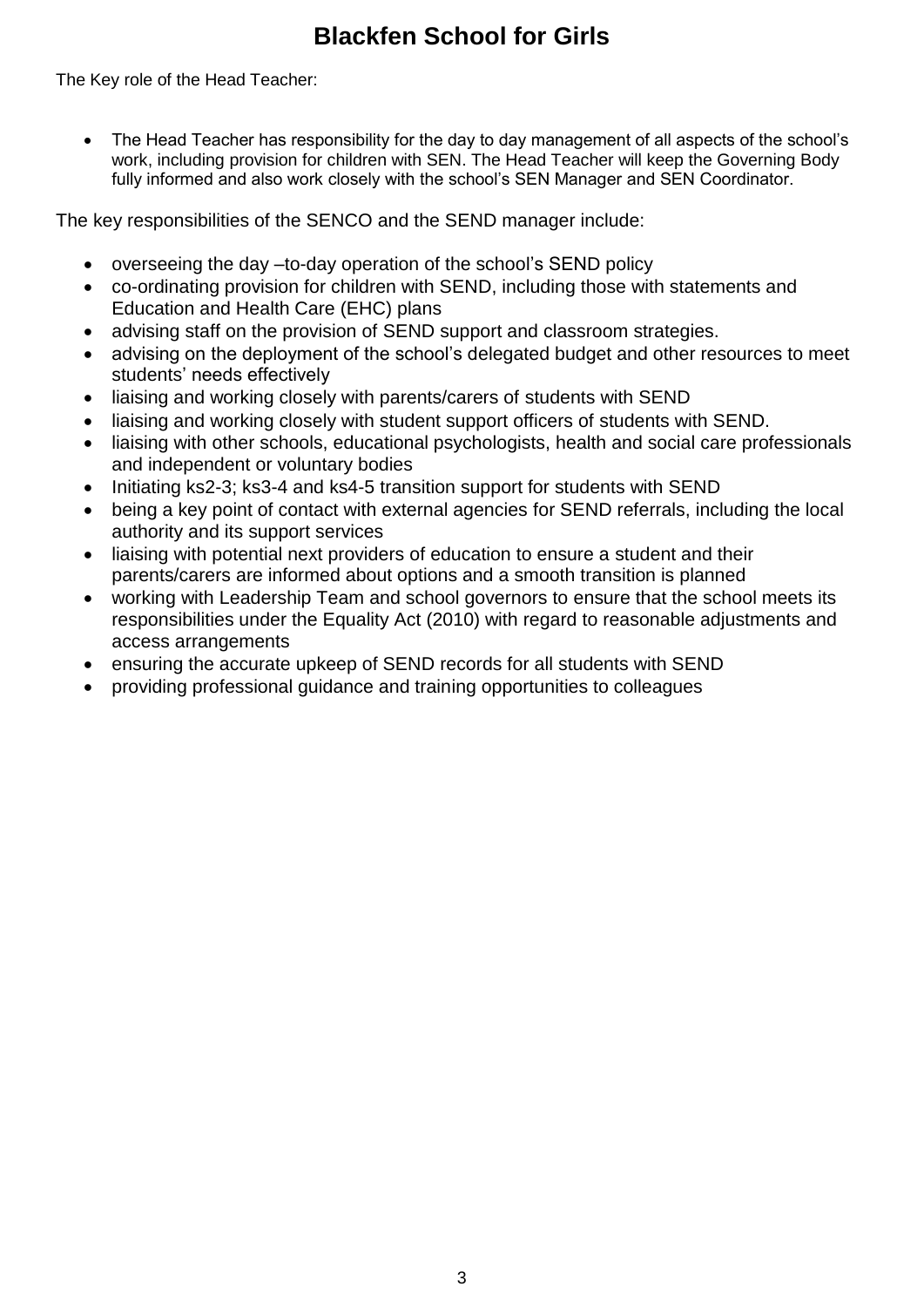# Blackfen School for Girls

The Key role of the Head Teacher:

- The Head Teacher has responsibility for the day to day management of all aspects of the school's work, including provision for children with SEN. The Head Teacher will keep the Governing Body fully informed and also work closely with the school's SEN Manager and SEN Coordinator.

The key responsibilities of the SENCO and the SEND manager include:

- overseeing the day –to-day operation of the school's SEND policy
- co-ordinating provision for children with SEND, including those with statements and Education and Health Care (EHC) plans
- advising staff on the provision of SEND support and classroom strategies.
- advising on the deployment of the school's delegated budget and other resources to meet students' needs effectively
- liaising and working closely with parents/carers of students with SEND
- liaising and working closely with student support officers of students with SEND.
- liaising with other schools, educational psychologists, health and social care professionals and independent or voluntary bodies
- Initiating ks2-3; ks3-4 and ks4-5 transition support for students with SEND
- being a key point of contact with external agencies for SEND referrals, including the local authority and its support services
- liaising with potential next providers of education to ensure a student and their parents/carers are informed about options and a smooth transition is planned
- working with Leadership Team and school governors to ensure that the school meets its responsibilities under the Equality Act (2010) with regard to reasonable adjustments and access arrangements
- ensuring the accurate upkeep of SEND records for all students with SEND
- providing professional guidance and training opportunities to colleagues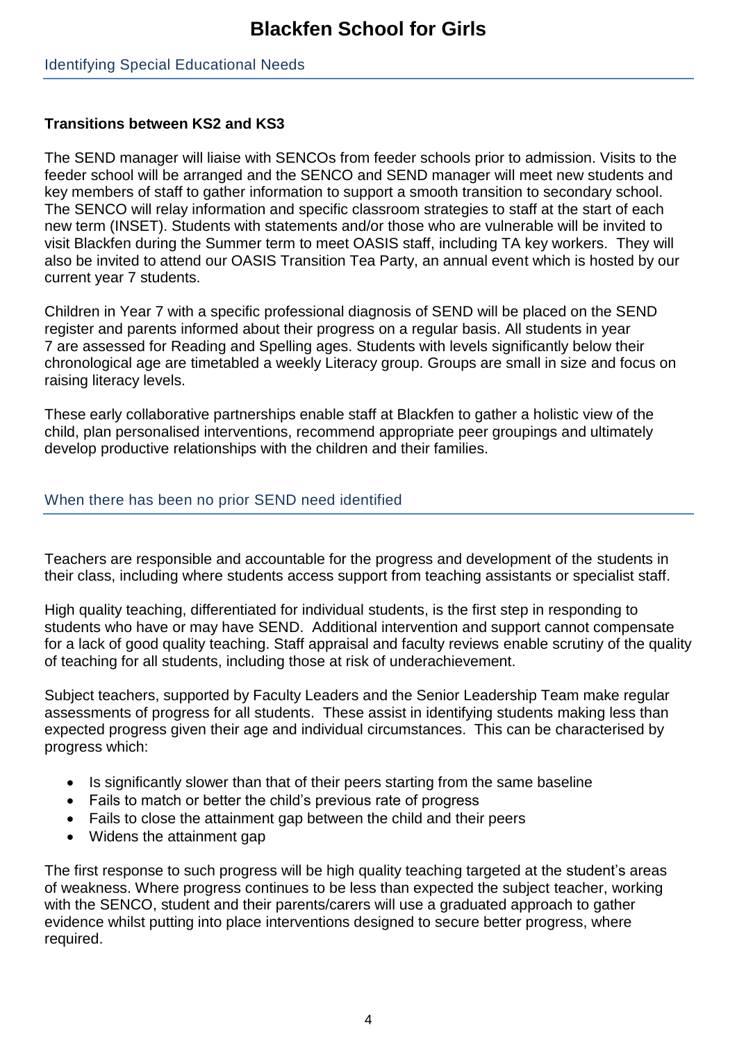# Blackfen School for Girls

## Identifying Special Educational Needs

**Transitions between KS2 and KS3**

The SEND manager will liaise with SENCOs from feeder schools prior to admission. Visits to the feeder school will be arranged and the SENCO and SEND manager will meet new students and key members of staff to gather information to support a smooth transition to secondary school. The SENCO will relay information and specific classroom strategies to staff at the start of each new term (INSET). Students with statements and/or those who are vulnerable will be invited to visit Blackfen during the Summer term to meet OASIS staff, including TA key workers. They will also be invited to attend our OASIS Transition Tea Party, an annual event which is hosted by our current year 7 students.

Children in Year 7 with a specific professional diagnosis of SEND will be placed on the SEND register and parents informed about their progress on a regular basis. All students in year 7 are assessed for Reading and Spelling ages. Students with levels significantly below their chronological age are timetabled a weekly Literacy group. Groups are small in size and focus on raising literacy levels.

These early collaborative partnerships enable staff at Blackfen to gather a holistic view of the child, plan personalised interventions, recommend appropriate peer groupings and ultimately develop productive relationships with the children and their families.

## When there has been no prior SEND need identified

Teachers are responsible and accountable for the progress and development of the students in their class, including where students access support from teaching assistants or specialist staff.

High quality teaching, differentiated for individual students, is the first step in responding to students who have or may have SEND. Additional intervention and support cannot compensate for a lack of good quality teaching. Staff appraisal and faculty reviews enable scrutiny of the quality of teaching for all students, including those at risk of underachievement.

Subject teachers, supported by Faculty Leaders and the Senior Leadership Team make regular assessments of progress for all students. These assist in identifying students making less than expected progress given their age and individual circumstances. This can be characterised by progress which:

- Is significantly slower than that of their peers starting from the same baseline
- Fails to match or better the child's previous rate of progress
- Fails to close the attainment gap between the child and their peers
- Widens the attainment gap

The first response to such progress will be high quality teaching targeted at the student's areas of weakness. Where progress continues to be less than expected the subject teacher, working with the SENCO, student and their parents/carers will use a graduated approach to gather evidence whilst putting into place interventions designed to secure better progress, where required.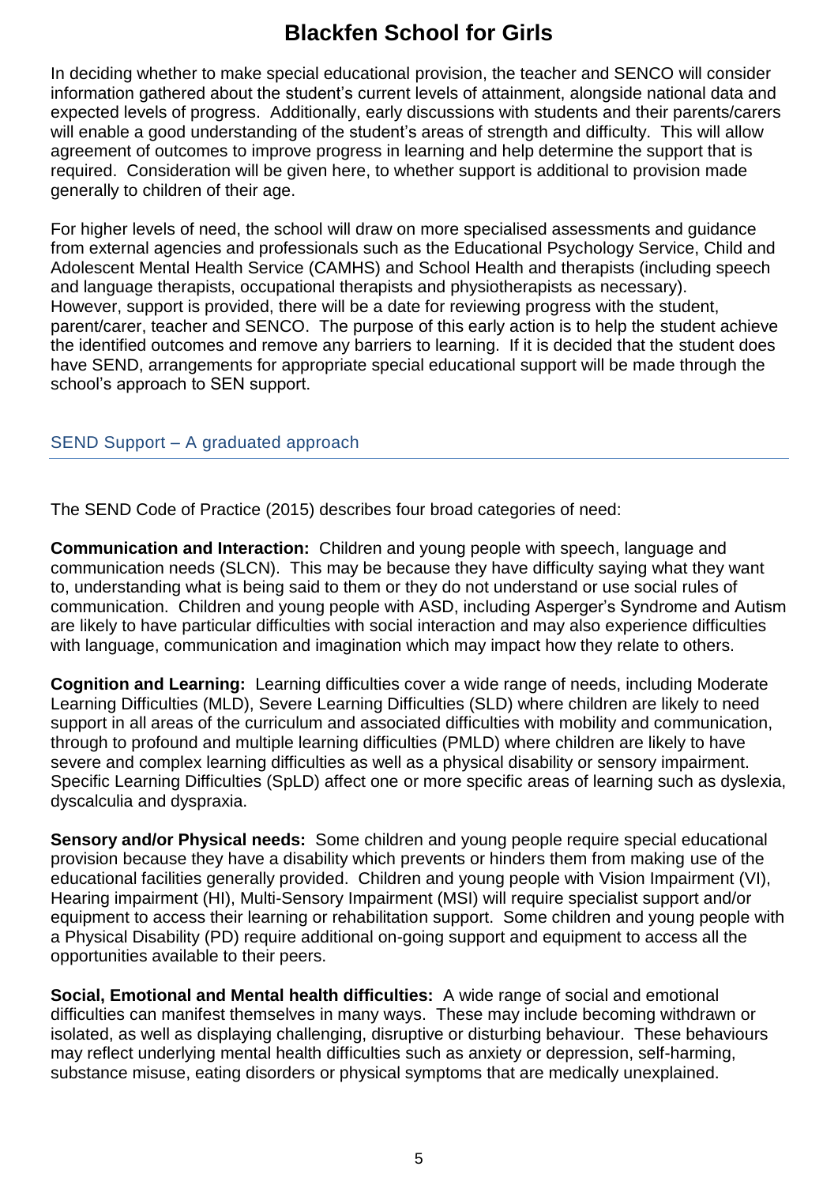# Blackfen School for Girls

In deciding whether to make special educational provision, the teacher and SENCO will consider information gathered about the student's current levels of attainment, alongside national data and expected levels of progress. Additionally, early discussions with students and their parents/carers will enable a good understanding of the student's areas of strength and difficulty. This will allow agreement of outcomes to improve progress in learning and help determine the support that is required. Consideration will be given here, to whether support is additional to provision made generally to children of their age.

For higher levels of need, the school will draw on more specialised assessments and guidance from external agencies and professionals such as the Educational Psychology Service, Child and Adolescent Mental Health Service (CAMHS) and School Health and therapists (including speech and language therapists, occupational therapists and physiotherapists as necessary). However, support is provided, there will be a date for reviewing progress with the student, parent/carer, teacher and SENCO. The purpose of this early action is to help the student achieve the identified outcomes and remove any barriers to learning. If it is decided that the student does have SEND, arrangements for appropriate special educational support will be made through the school's approach to SEN support.

## SEND Support – A graduated approach

The SEND Code of Practice (2015) describes four broad categories of need:

**Communication and Interaction:** Children and young people with speech, language and communication needs (SLCN). This may be because they have difficulty saying what they want to, understanding what is being said to them or they do not understand or use social rules of communication. Children and young people with ASD, including Asperger's Syndrome and Autism are likely to have particular difficulties with social interaction and may also experience difficulties with language, communication and imagination which may impact how they relate to others.

**Cognition and Learning:** Learning difficulties cover a wide range of needs, including Moderate Learning Difficulties (MLD), Severe Learning Difficulties (SLD) where children are likely to need support in all areas of the curriculum and associated difficulties with mobility and communication, through to profound and multiple learning difficulties (PMLD) where children are likely to have severe and complex learning difficulties as well as a physical disability or sensory impairment. Specific Learning Difficulties (SpLD) affect one or more specific areas of learning such as dyslexia, dyscalculia and dyspraxia.

**Sensory and/or Physical needs:** Some children and young people require special educational provision because they have a disability which prevents or hinders them from making use of the educational facilities generally provided. Children and young people with Vision Impairment (VI), Hearing impairment (HI), Multi-Sensory Impairment (MSI) will require specialist support and/or equipment to access their learning or rehabilitation support. Some children and young people with a Physical Disability (PD) require additional on-going support and equipment to access all the opportunities available to their peers.

**Social, Emotional and Mental health difficulties:** A wide range of social and emotional difficulties can manifest themselves in many ways. These may include becoming withdrawn or isolated, as well as displaying challenging, disruptive or disturbing behaviour. These behaviours may reflect underlying mental health difficulties such as anxiety or depression, self-harming, substance misuse, eating disorders or physical symptoms that are medically unexplained.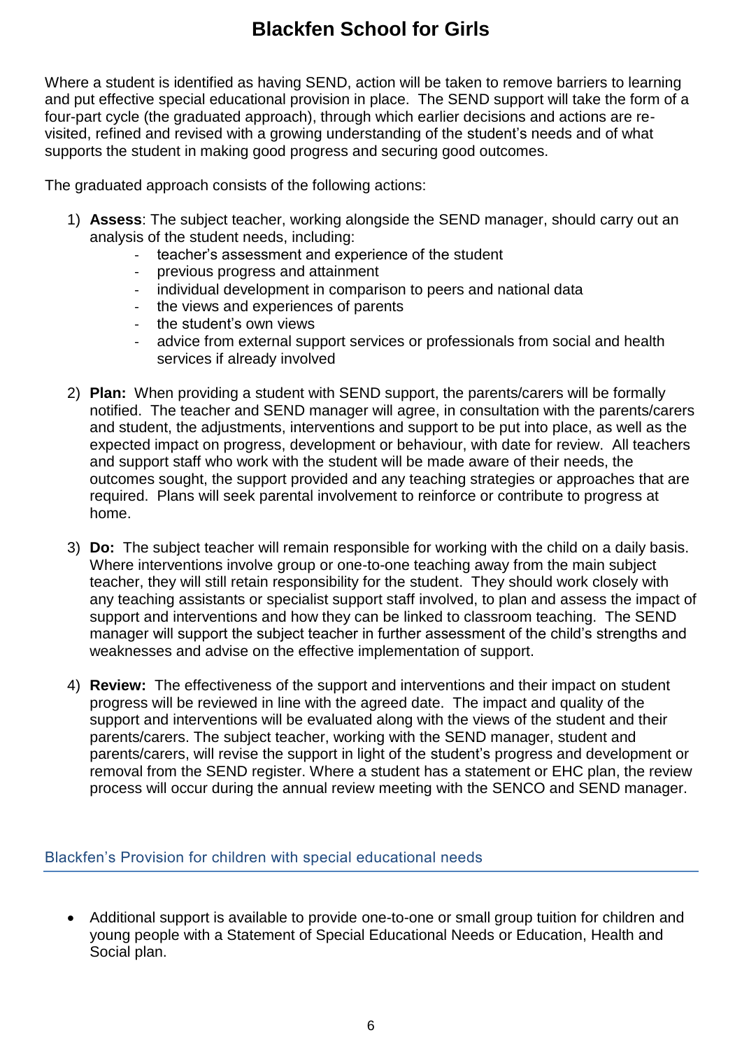Where a student is identified as having SEND, action will be taken to remove barriers to learning and put effective special educational provision in place. The SEND support will take the form of a four-part cycle (the graduated approach), through which earlier decisions and actions are re-visited, refined and revised with a growing understanding of the student's needs and of what supports the student in making good progress and securing good outcomes.

The graduated approach consists of the following actions:

1) **Assess**: The subject teacher, working alongside the SEND manager, should carry out an analysis of the student needs, including:
   - teacher's assessment and experience of the student
   - previous progress and attainment
   - individual development in comparison to peers and national data
   - the views and experiences of parents
   - the student's own views
   - advice from external support services or professionals from social and health services if already involved

2) **Plan:** When providing a student with SEND support, the parents/carers will be formally notified. The teacher and SEND manager will agree, in consultation with the parents/carers and student, the adjustments, interventions and support to be put into place, as well as the expected impact on progress, development or behaviour, with date for review. All teachers and support staff who work with the student will be made aware of their needs, the outcomes sought, the support provided and any teaching strategies or approaches that are required. Plans will seek parental involvement to reinforce or contribute to progress at home.

3) **Do:** The subject teacher will remain responsible for working with the child on a daily basis. Where interventions involve group or one-to-one teaching away from the main subject teacher, they will still retain responsibility for the student. They should work closely with any teaching assistants or specialist support staff involved, to plan and assess the impact of support and interventions and how they can be linked to classroom teaching. The SEND manager will support the subject teacher in further assessment of the child's strengths and weaknesses and advise on the effective implementation of support.

4) **Review:** The effectiveness of the support and interventions and their impact on student progress will be reviewed in line with the agreed date. The impact and quality of the support and interventions will be evaluated along with the views of the student and their parents/carers. The subject teacher, working with the SEND manager, student and parents/carers, will revise the support in light of the student's progress and development or removal from the SEND register. Where a student has a statement or EHC plan, the review process will occur during the annual review meeting with the SENCO and SEND manager.

## Blackfen's Provision for children with special educational needs

- Additional support is available to provide one-to-one or small group tuition for children and young people with a Statement of Special Educational Needs or Education, Health and Social plan.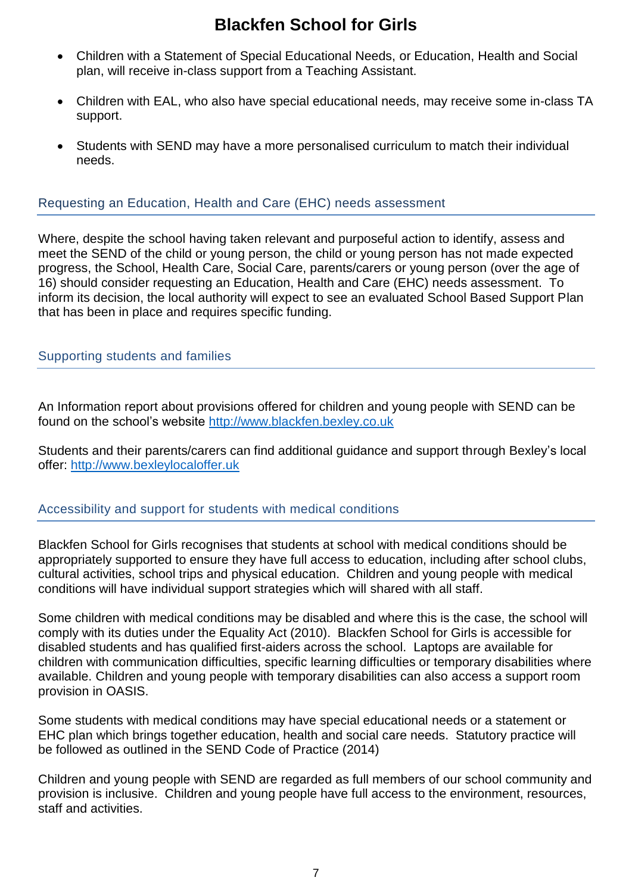- Children with a Statement of Special Educational Needs, or Education, Health and Social plan, will receive in-class support from a Teaching Assistant.
- Children with EAL, who also have special educational needs, may receive some in-class TA support.
- Students with SEND may have a more personalised curriculum to match their individual needs.

## Requesting an Education, Health and Care (EHC) needs assessment

Where, despite the school having taken relevant and purposeful action to identify, assess and meet the SEND of the child or young person, the child or young person has not made expected progress, the School, Health Care, Social Care, parents/carers or young person (over the age of 16) should consider requesting an Education, Health and Care (EHC) needs assessment. To inform its decision, the local authority will expect to see an evaluated School Based Support Plan that has been in place and requires specific funding.

## Supporting students and families

An Information report about provisions offered for children and young people with SEND can be found on the school's website [http://www.blackfen.bexley.co.uk](http://www.blackfen.bexley.co.uk)

Students and their parents/carers can find additional guidance and support through Bexley's local offer: [http://www.bexleylocaloffer.uk](http://www.bexleylocaloffer.uk)

## Accessibility and support for students with medical conditions

Blackfen School for Girls recognises that students at school with medical conditions should be appropriately supported to ensure they have full access to education, including after school clubs, cultural activities, school trips and physical education. Children and young people with medical conditions will have individual support strategies which will shared with all staff.

Some children with medical conditions may be disabled and where this is the case, the school will comply with its duties under the Equality Act (2010). Blackfen School for Girls is accessible for disabled students and has qualified first-aiders across the school. Laptops are available for children with communication difficulties, specific learning difficulties or temporary disabilities where available. Children and young people with temporary disabilities can also access a support room provision in OASIS.

Some students with medical conditions may have special educational needs or a statement or EHC plan which brings together education, health and social care needs. Statutory practice will be followed as outlined in the SEND Code of Practice (2014)

Children and young people with SEND are regarded as full members of our school community and provision is inclusive. Children and young people have full access to the environment, resources, staff and activities.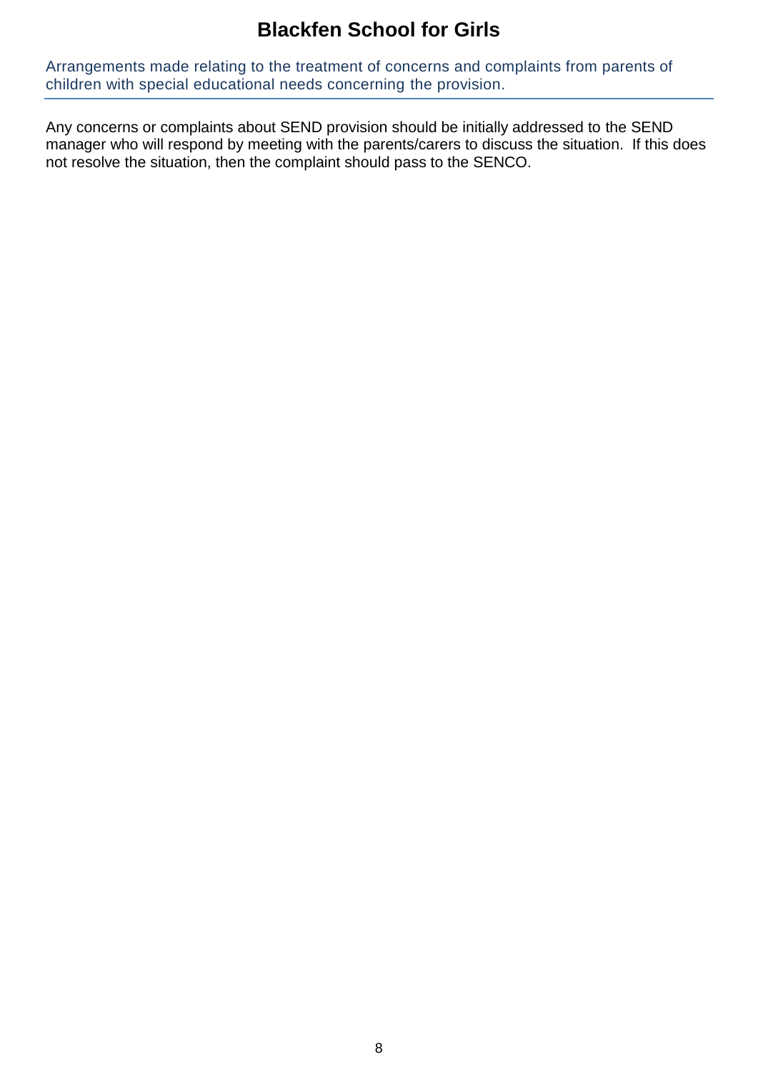# Blackfen School for Girls

## Arrangements made relating to the treatment of concerns and complaints from parents of children with special educational needs concerning the provision.

Any concerns or complaints about SEND provision should be initially addressed to the SEND manager who will respond by meeting with the parents/carers to discuss the situation. If this does not resolve the situation, then the complaint should pass to the SENCO.